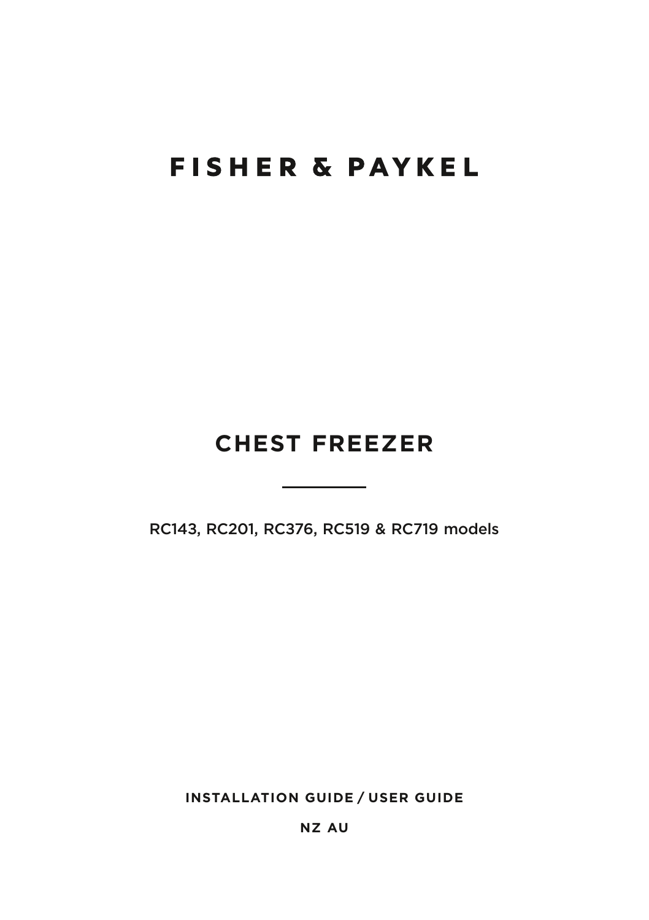# FISHER & PAYKEL

## CHEST FREEZER

RC143, RC201, RC376, RC519 & RC719 models

**INSTALLATION GUIDE / USER GUIDE**

**NZ AU**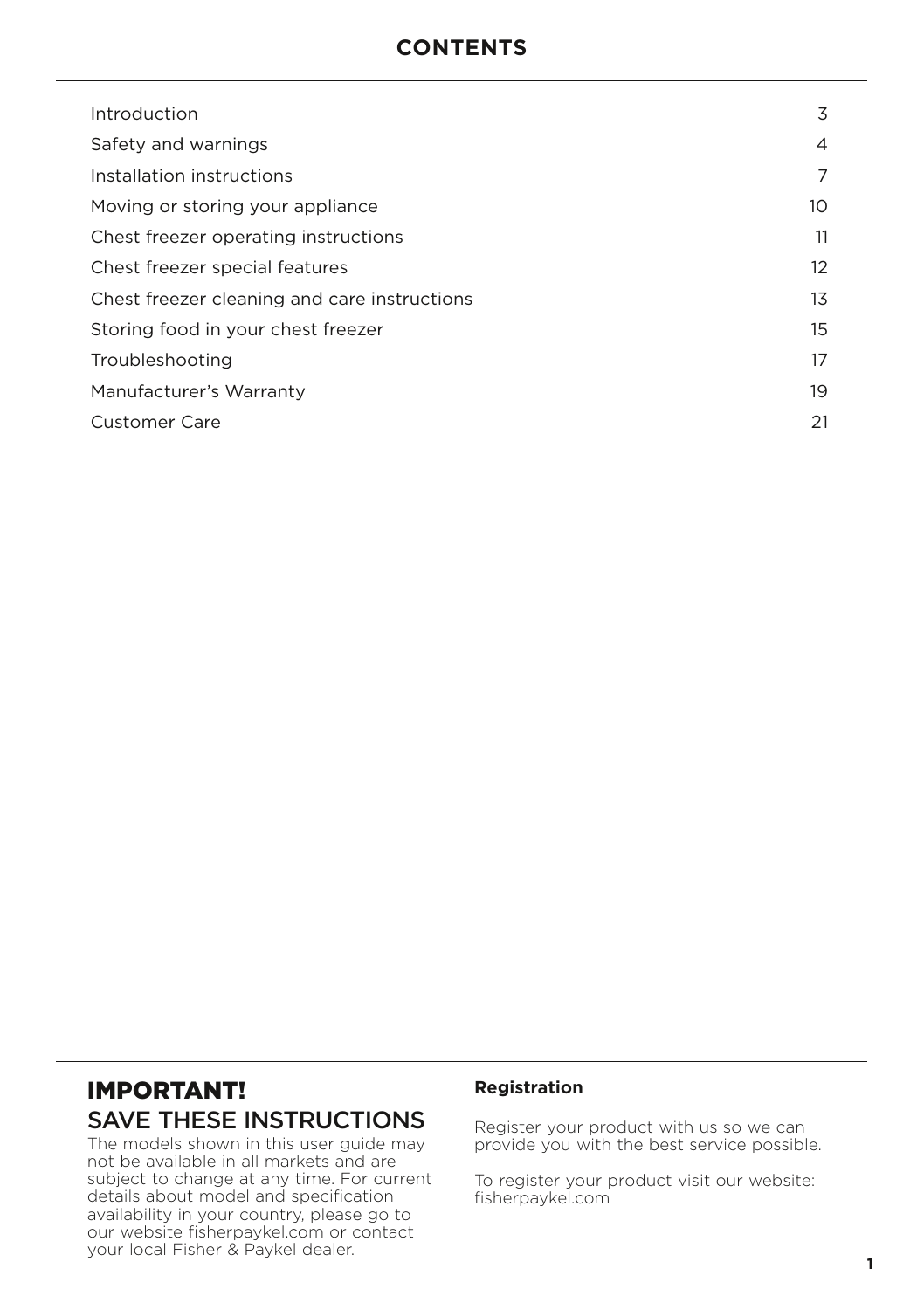# CONTENTS

| | |
|---|---|
| Introduction | 3 |
| Safety and warnings | 4 |
| Installation instructions | 7 |
| Moving or storing your appliance | 10 |
| Chest freezer operating instructions | 11 |
| Chest freezer special features | 12 |
| Chest freezer cleaning and care instructions | 13 |
| Storing food in your chest freezer | 15 |
| Troubleshooting | 17 |
| Manufacturer's Warranty | 19 |
| Customer Care | 21 |

## IMPORTANT!
## SAVE THESE INSTRUCTIONS

The models shown in this user guide may not be available in all markets and are subject to change at any time. For current details about model and specification availability in your country, please go to our website fisherpaykel.com or contact your local Fisher & Paykel dealer.

**Registration**

Register your product with us so we can provide you with the best service possible.

To register your product visit our website: fisherpaykel.com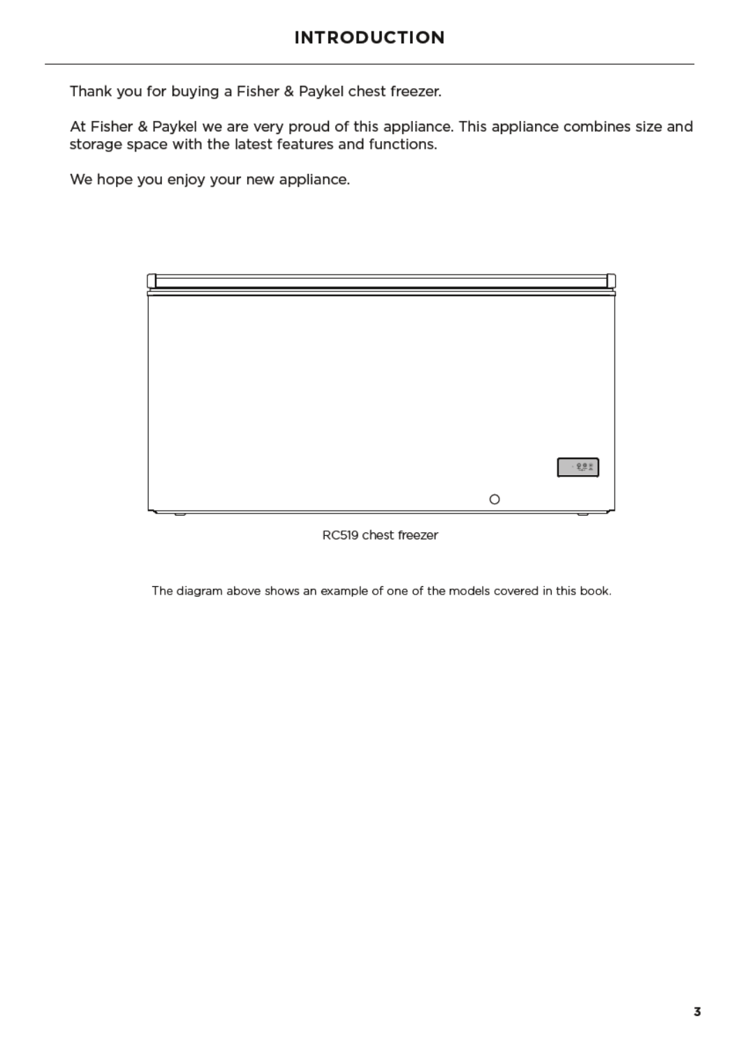# INTRODUCTION

Thank you for buying a Fisher & Paykel chest freezer.

At Fisher & Paykel we are very proud of this appliance. This appliance combines size and storage space with the latest features and functions.

We hope you enjoy your new appliance.

RC519 chest freezer

The diagram above shows an example of one of the models covered in this book.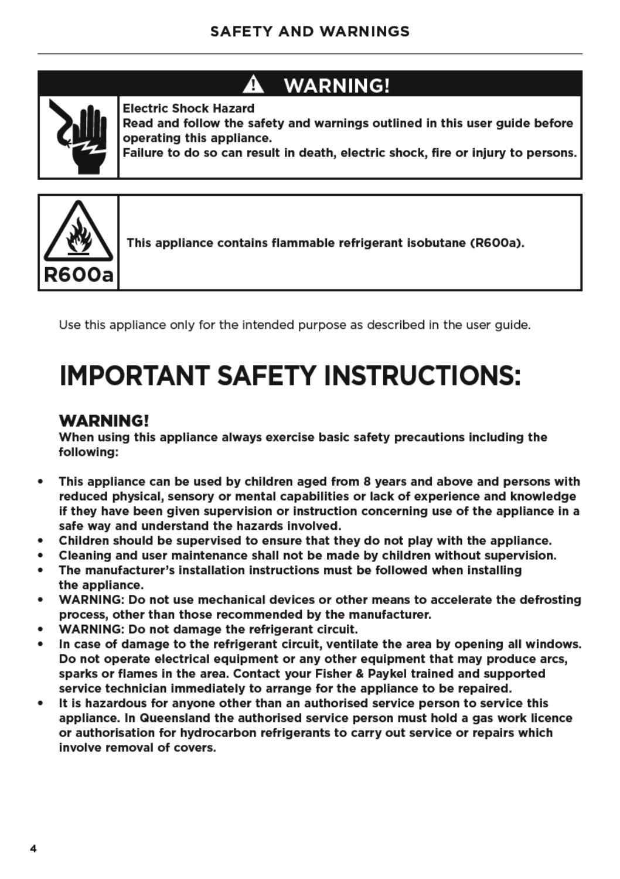## ⚠ WARNING!

**Electric Shock Hazard**
**Read and follow the safety and warnings outlined in this user guide before operating this appliance.**
**Failure to do so can result in death, electric shock, fire or injury to persons.**

R600a

**This appliance contains flammable refrigerant isobutane (R600a).**

Use this appliance only for the intended purpose as described in the user guide.

# IMPORTANT SAFETY INSTRUCTIONS:

### WARNING!

**When using this appliance always exercise basic safety precautions including the following:**

- **This appliance can be used by children aged from 8 years and above and persons with reduced physical, sensory or mental capabilities or lack of experience and knowledge if they have been given supervision or instruction concerning use of the appliance in a safe way and understand the hazards involved.**
- **Children should be supervised to ensure that they do not play with the appliance.**
- **Cleaning and user maintenance shall not be made by children without supervision.**
- **The manufacturer's installation instructions must be followed when installing the appliance.**
- **WARNING: Do not use mechanical devices or other means to accelerate the defrosting process, other than those recommended by the manufacturer.**
- **WARNING: Do not damage the refrigerant circuit.**
- **In case of damage to the refrigerant circuit, ventilate the area by opening all windows. Do not operate electrical equipment or any other equipment that may produce arcs, sparks or flames in the area. Contact your Fisher & Paykel trained and supported service technician immediately to arrange for the appliance to be repaired.**
- **It is hazardous for anyone other than an authorised service person to service this appliance. In Queensland the authorised service person must hold a gas work licence or authorisation for hydrocarbon refrigerants to carry out service or repairs which involve removal of covers.**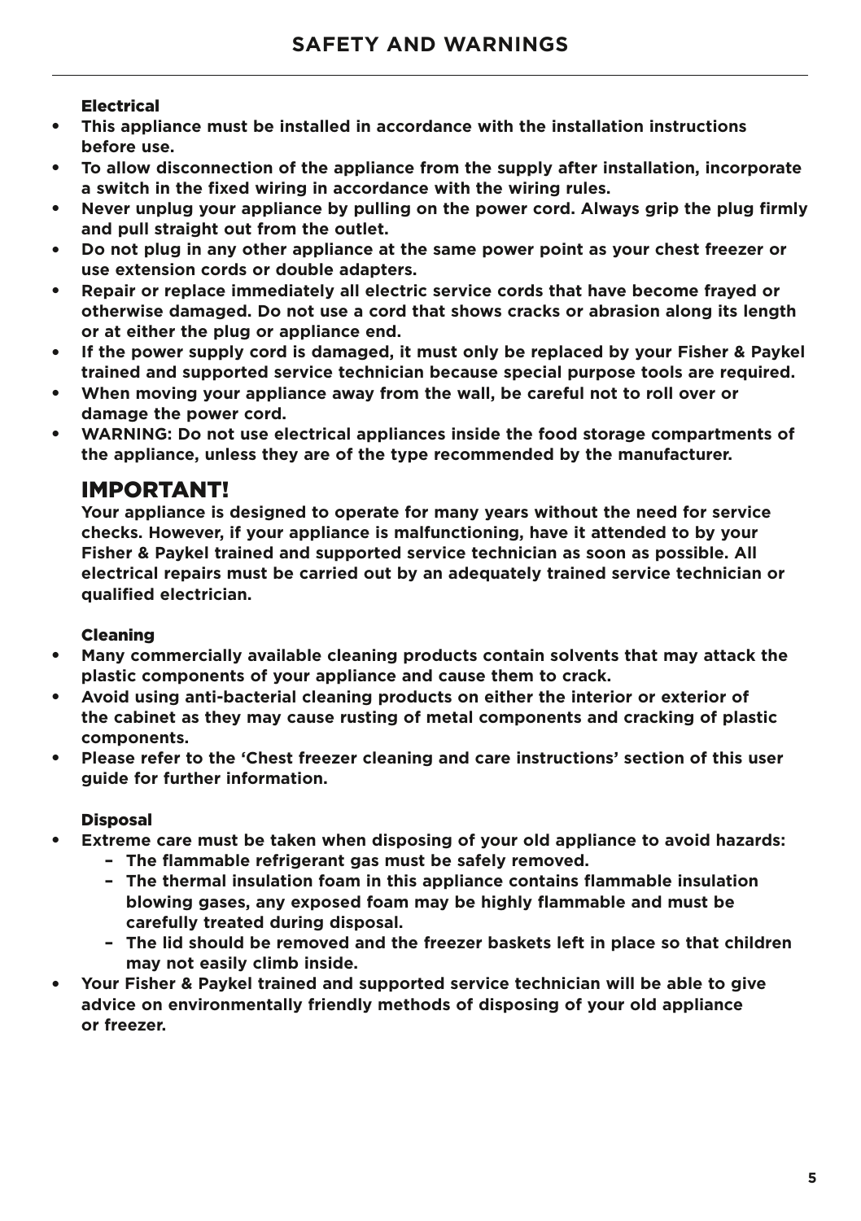# SAFETY AND WARNINGS

### Electrical

- **This appliance must be installed in accordance with the installation instructions before use.**
- **To allow disconnection of the appliance from the supply after installation, incorporate a switch in the fixed wiring in accordance with the wiring rules.**
- **Never unplug your appliance by pulling on the power cord. Always grip the plug firmly and pull straight out from the outlet.**
- **Do not plug in any other appliance at the same power point as your chest freezer or use extension cords or double adapters.**
- **Repair or replace immediately all electric service cords that have become frayed or otherwise damaged. Do not use a cord that shows cracks or abrasion along its length or at either the plug or appliance end.**
- **If the power supply cord is damaged, it must only be replaced by your Fisher & Paykel trained and supported service technician because special purpose tools are required.**
- **When moving your appliance away from the wall, be careful not to roll over or damage the power cord.**
- **WARNING: Do not use electrical appliances inside the food storage compartments of the appliance, unless they are of the type recommended by the manufacturer.**

## IMPORTANT!

**Your appliance is designed to operate for many years without the need for service checks. However, if your appliance is malfunctioning, have it attended to by your Fisher & Paykel trained and supported service technician as soon as possible. All electrical repairs must be carried out by an adequately trained service technician or qualified electrician.**

### Cleaning

- **Many commercially available cleaning products contain solvents that may attack the plastic components of your appliance and cause them to crack.**
- **Avoid using anti-bacterial cleaning products on either the interior or exterior of the cabinet as they may cause rusting of metal components and cracking of plastic components.**
- **Please refer to the 'Chest freezer cleaning and care instructions' section of this user guide for further information.**

### Disposal

- **Extreme care must be taken when disposing of your old appliance to avoid hazards:**
  - **The flammable refrigerant gas must be safely removed.**
  - **The thermal insulation foam in this appliance contains flammable insulation blowing gases, any exposed foam may be highly flammable and must be carefully treated during disposal.**
  - **The lid should be removed and the freezer baskets left in place so that children may not easily climb inside.**
- **Your Fisher & Paykel trained and supported service technician will be able to give advice on environmentally friendly methods of disposing of your old appliance or freezer.**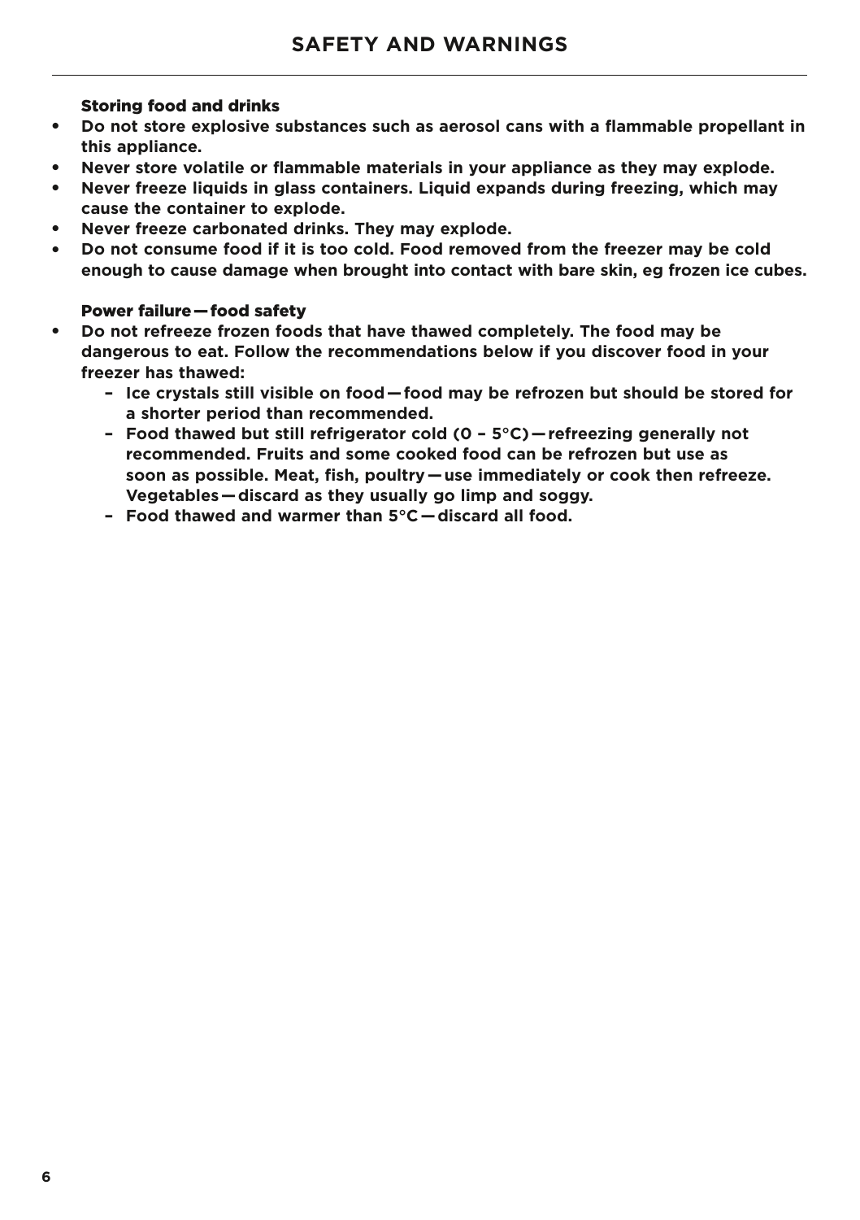# SAFETY AND WARNINGS

### Storing food and drinks

- **Do not store explosive substances such as aerosol cans with a flammable propellant in this appliance.**
- **Never store volatile or flammable materials in your appliance as they may explode.**
- **Never freeze liquids in glass containers. Liquid expands during freezing, which may cause the container to explode.**
- **Never freeze carbonated drinks. They may explode.**
- **Do not consume food if it is too cold. Food removed from the freezer may be cold enough to cause damage when brought into contact with bare skin, eg frozen ice cubes.**

### Power failure — food safety

- **Do not refreeze frozen foods that have thawed completely. The food may be dangerous to eat. Follow the recommendations below if you discover food in your freezer has thawed:**
  - **Ice crystals still visible on food — food may be refrozen but should be stored for a shorter period than recommended.**
  - **Food thawed but still refrigerator cold (0 – 5°C) — refreezing generally not recommended. Fruits and some cooked food can be refrozen but use as soon as possible. Meat, fish, poultry — use immediately or cook then refreeze. Vegetables — discard as they usually go limp and soggy.**
  - **Food thawed and warmer than 5°C — discard all food.**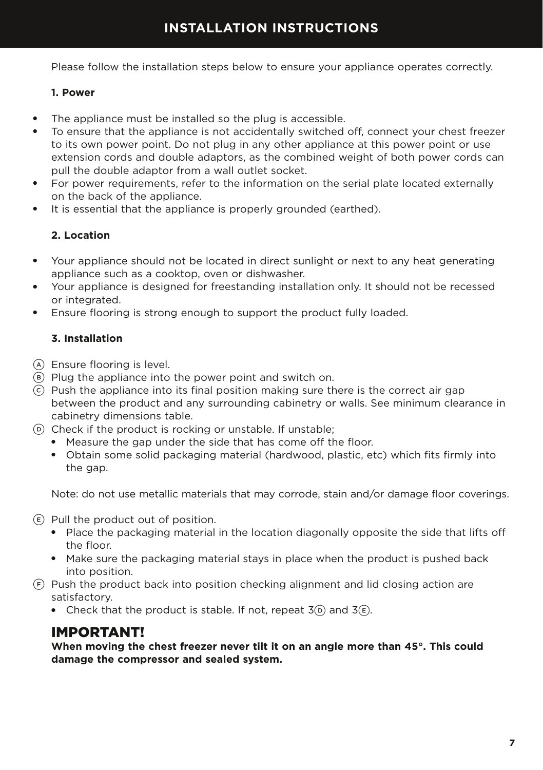# INSTALLATION INSTRUCTIONS

Please follow the installation steps below to ensure your appliance operates correctly.

**1. Power**

- The appliance must be installed so the plug is accessible.
- To ensure that the appliance is not accidentally switched off, connect your chest freezer to its own power point. Do not plug in any other appliance at this power point or use extension cords and double adaptors, as the combined weight of both power cords can pull the double adaptor from a wall outlet socket.
- For power requirements, refer to the information on the serial plate located externally on the back of the appliance.
- It is essential that the appliance is properly grounded (earthed).

**2. Location**

- Your appliance should not be located in direct sunlight or next to any heat generating appliance such as a cooktop, oven or dishwasher.
- Your appliance is designed for freestanding installation only. It should not be recessed or integrated.
- Ensure flooring is strong enough to support the product fully loaded.

**3. Installation**

Ⓐ Ensure flooring is level.

Ⓑ Plug the appliance into the power point and switch on.

Ⓒ Push the appliance into its final position making sure there is the correct air gap between the product and any surrounding cabinetry or walls. See minimum clearance in cabinetry dimensions table.

Ⓓ Check if the product is rocking or unstable. If unstable;
- Measure the gap under the side that has come off the floor.
- Obtain some solid packaging material (hardwood, plastic, etc) which fits firmly into the gap.

Note: do not use metallic materials that may corrode, stain and/or damage floor coverings.

Ⓔ Pull the product out of position.
- Place the packaging material in the location diagonally opposite the side that lifts off the floor.
- Make sure the packaging material stays in place when the product is pushed back into position.

Ⓕ Push the product back into position checking alignment and lid closing action are satisfactory.
- Check that the product is stable. If not, repeat 3Ⓓ and 3Ⓔ.

## IMPORTANT!

**When moving the chest freezer never tilt it on an angle more than 45°. This could damage the compressor and sealed system.**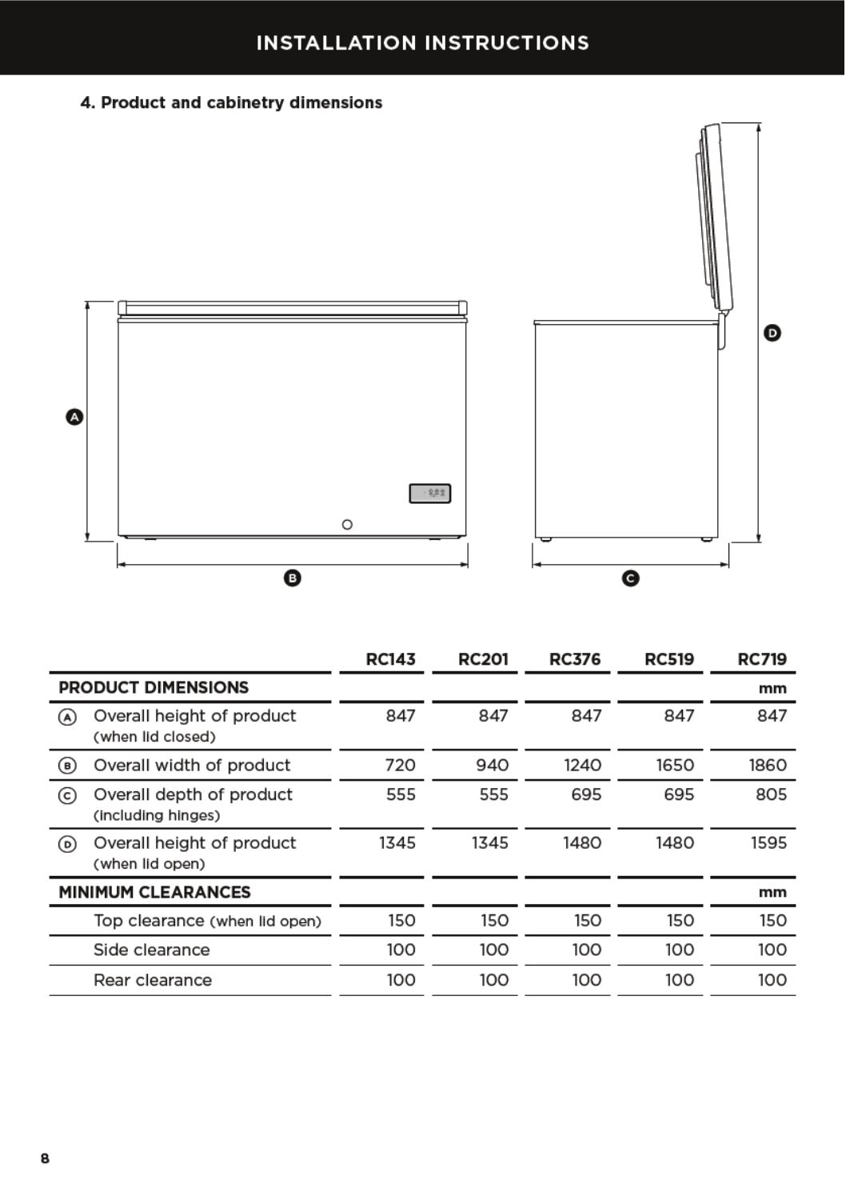# INSTALLATION INSTRUCTIONS

## 4. Product and cabinetry dimensions

| | RC143 | RC201 | RC376 | RC519 | RC719 |
|---|---|---|---|---|---|
| **PRODUCT DIMENSIONS** | | | | | mm |
| Ⓐ Overall height of product (when lid closed) | 847 | 847 | 847 | 847 | 847 |
| Ⓑ Overall width of product | 720 | 940 | 1240 | 1650 | 1860 |
| Ⓒ Overall depth of product (including hinges) | 555 | 555 | 695 | 695 | 805 |
| Ⓓ Overall height of product (when lid open) | 1345 | 1345 | 1480 | 1480 | 1595 |
| **MINIMUM CLEARANCES** | | | | | mm |
| Top clearance (when lid open) | 150 | 150 | 150 | 150 | 150 |
| Side clearance | 100 | 100 | 100 | 100 | 100 |
| Rear clearance | 100 | 100 | 100 | 100 | 100 |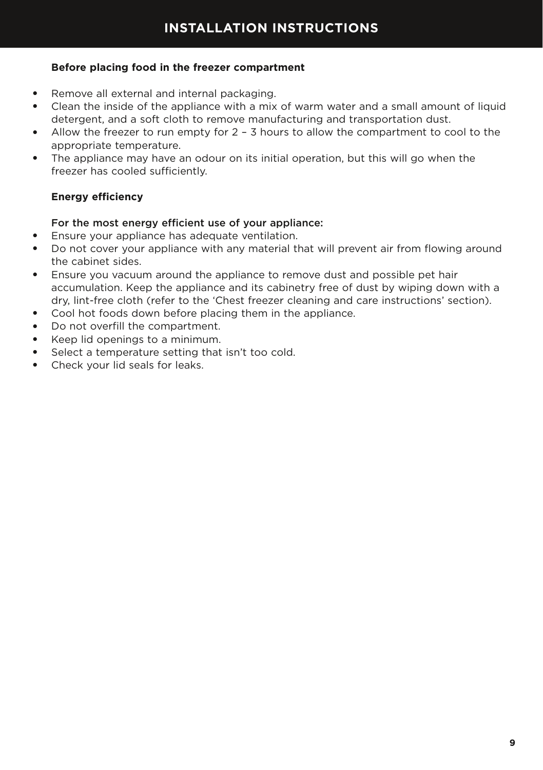# INSTALLATION INSTRUCTIONS

**Before placing food in the freezer compartment**

- Remove all external and internal packaging.
- Clean the inside of the appliance with a mix of warm water and a small amount of liquid detergent, and a soft cloth to remove manufacturing and transportation dust.
- Allow the freezer to run empty for 2 – 3 hours to allow the compartment to cool to the appropriate temperature.
- The appliance may have an odour on its initial operation, but this will go when the freezer has cooled sufficiently.

**Energy efficiency**

For the most energy efficient use of your appliance:

- Ensure your appliance has adequate ventilation.
- Do not cover your appliance with any material that will prevent air from flowing around the cabinet sides.
- Ensure you vacuum around the appliance to remove dust and possible pet hair accumulation. Keep the appliance and its cabinetry free of dust by wiping down with a dry, lint-free cloth (refer to the 'Chest freezer cleaning and care instructions' section).
- Cool hot foods down before placing them in the appliance.
- Do not overfill the compartment.
- Keep lid openings to a minimum.
- Select a temperature setting that isn't too cold.
- Check your lid seals for leaks.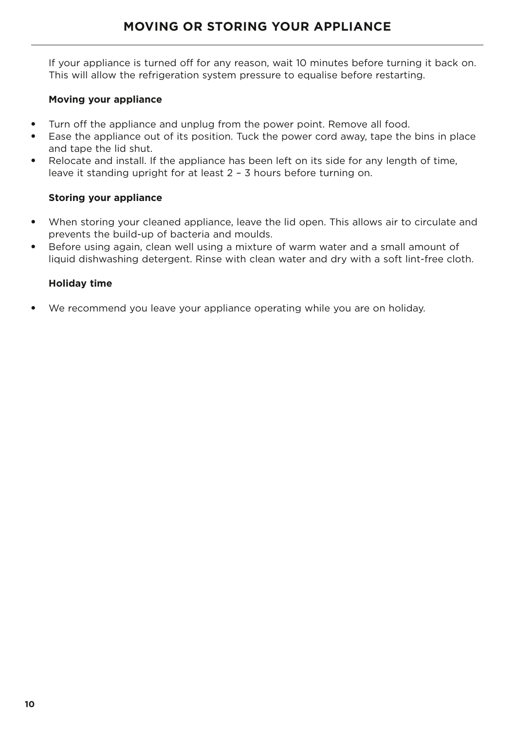# MOVING OR STORING YOUR APPLIANCE

If your appliance is turned off for any reason, wait 10 minutes before turning it back on. This will allow the refrigeration system pressure to equalise before restarting.

**Moving your appliance**

- Turn off the appliance and unplug from the power point. Remove all food.
- Ease the appliance out of its position. Tuck the power cord away, tape the bins in place and tape the lid shut.
- Relocate and install. If the appliance has been left on its side for any length of time, leave it standing upright for at least 2 – 3 hours before turning on.

**Storing your appliance**

- When storing your cleaned appliance, leave the lid open. This allows air to circulate and prevents the build-up of bacteria and moulds.
- Before using again, clean well using a mixture of warm water and a small amount of liquid dishwashing detergent. Rinse with clean water and dry with a soft lint-free cloth.

**Holiday time**

- We recommend you leave your appliance operating while you are on holiday.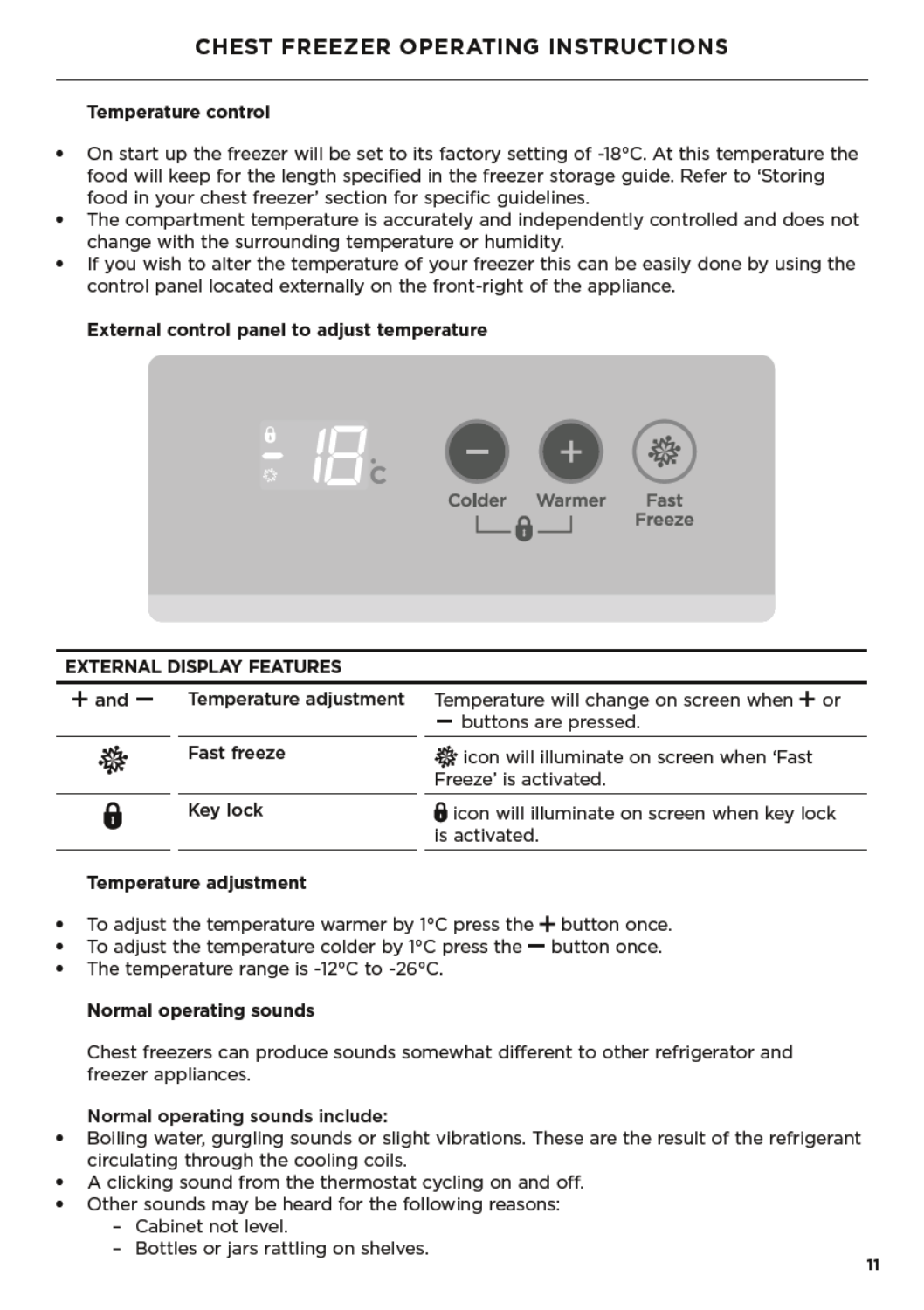# CHEST FREEZER OPERATING INSTRUCTIONS

**Temperature control**

- On start up the freezer will be set to its factory setting of -18°C. At this temperature the food will keep for the length specified in the freezer storage guide. Refer to 'Storing food in your chest freezer' section for specific guidelines.
- The compartment temperature is accurately and independently controlled and does not change with the surrounding temperature or humidity.
- If you wish to alter the temperature of your freezer this can be easily done by using the control panel located externally on the front-right of the appliance.

**External control panel to adjust temperature**

-18°C

Colder | Warmer | Fast Freeze

| EXTERNAL DISPLAY FEATURES | | |
|---|---|---|
| + and – | Temperature adjustment | Temperature will change on screen when + or – buttons are pressed. |
| ❄ | Fast freeze | ❄ icon will illuminate on screen when 'Fast Freeze' is activated. |
| 🔒 | Key lock | 🔒 icon will illuminate on screen when key lock is activated. |

**Temperature adjustment**

- To adjust the temperature warmer by 1°C press the + button once.
- To adjust the temperature colder by 1°C press the – button once.
- The temperature range is -12°C to -26°C.

**Normal operating sounds**

Chest freezers can produce sounds somewhat different to other refrigerator and freezer appliances.

**Normal operating sounds include:**

- Boiling water, gurgling sounds or slight vibrations. These are the result of the refrigerant circulating through the cooling coils.
- A clicking sound from the thermostat cycling on and off.
- Other sounds may be heard for the following reasons:
  - Cabinet not level.
  - Bottles or jars rattling on shelves.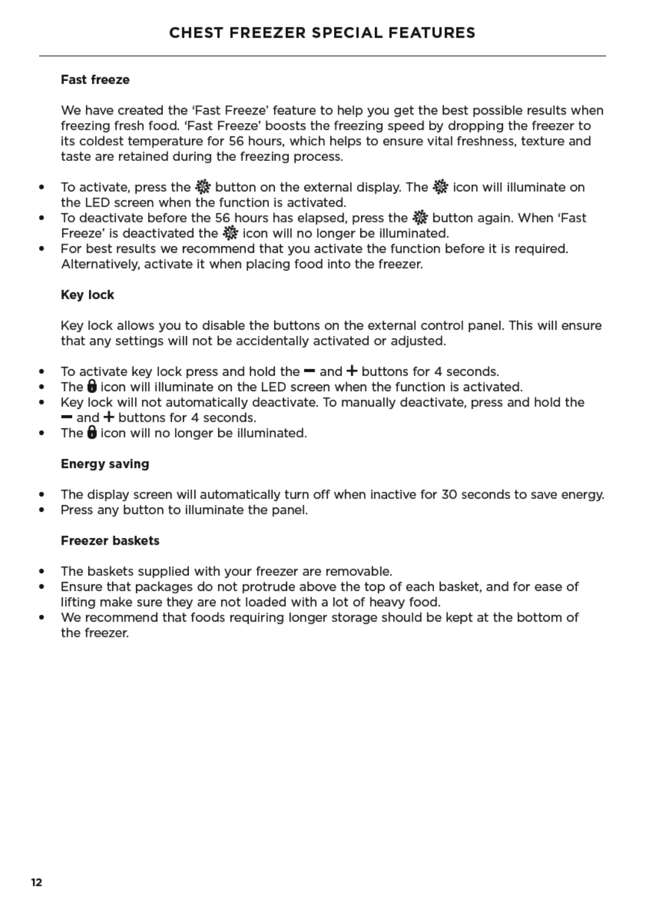# CHEST FREEZER SPECIAL FEATURES

### Fast freeze

We have created the 'Fast Freeze' feature to help you get the best possible results when freezing fresh food. 'Fast Freeze' boosts the freezing speed by dropping the freezer to its coldest temperature for 56 hours, which helps to ensure vital freshness, texture and taste are retained during the freezing process.

- To activate, press the ❄ button on the external display. The ❄ icon will illuminate on the LED screen when the function is activated.
- To deactivate before the 56 hours has elapsed, press the ❄ button again. When 'Fast Freeze' is deactivated the ❄ icon will no longer be illuminated.
- For best results we recommend that you activate the function before it is required. Alternatively, activate it when placing food into the freezer.

### Key lock

Key lock allows you to disable the buttons on the external control panel. This will ensure that any settings will not be accidentally activated or adjusted.

- To activate key lock press and hold the − and + buttons for 4 seconds.
- The 🔒 icon will illuminate on the LED screen when the function is activated.
- Key lock will not automatically deactivate. To manually deactivate, press and hold the − and + buttons for 4 seconds.
- The 🔒 icon will no longer be illuminated.

### Energy saving

- The display screen will automatically turn off when inactive for 30 seconds to save energy.
- Press any button to illuminate the panel.

### Freezer baskets

- The baskets supplied with your freezer are removable.
- Ensure that packages do not protrude above the top of each basket, and for ease of lifting make sure they are not loaded with a lot of heavy food.
- We recommend that foods requiring longer storage should be kept at the bottom of the freezer.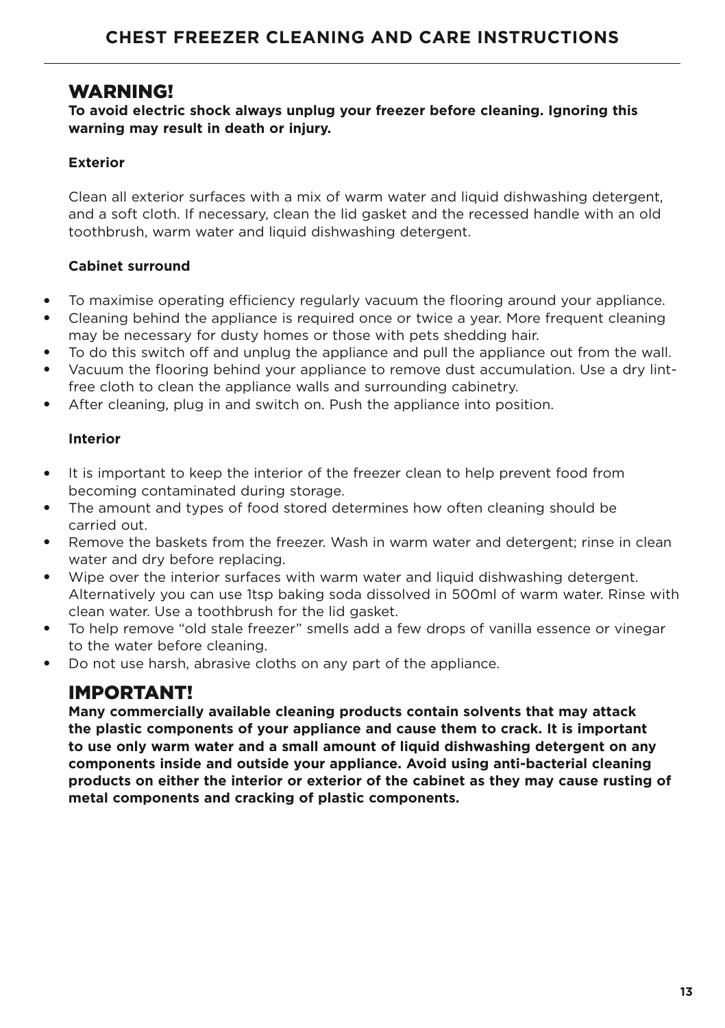# CHEST FREEZER CLEANING AND CARE INSTRUCTIONS

## WARNING!

**To avoid electric shock always unplug your freezer before cleaning. Ignoring this warning may result in death or injury.**

### Exterior

Clean all exterior surfaces with a mix of warm water and liquid dishwashing detergent, and a soft cloth. If necessary, clean the lid gasket and the recessed handle with an old toothbrush, warm water and liquid dishwashing detergent.

### Cabinet surround

- To maximise operating efficiency regularly vacuum the flooring around your appliance.
- Cleaning behind the appliance is required once or twice a year. More frequent cleaning may be necessary for dusty homes or those with pets shedding hair.
- To do this switch off and unplug the appliance and pull the appliance out from the wall.
- Vacuum the flooring behind your appliance to remove dust accumulation. Use a dry lint-free cloth to clean the appliance walls and surrounding cabinetry.
- After cleaning, plug in and switch on. Push the appliance into position.

### Interior

- It is important to keep the interior of the freezer clean to help prevent food from becoming contaminated during storage.
- The amount and types of food stored determines how often cleaning should be carried out.
- Remove the baskets from the freezer. Wash in warm water and detergent; rinse in clean water and dry before replacing.
- Wipe over the interior surfaces with warm water and liquid dishwashing detergent. Alternatively you can use 1tsp baking soda dissolved in 500ml of warm water. Rinse with clean water. Use a toothbrush for the lid gasket.
- To help remove "old stale freezer" smells add a few drops of vanilla essence or vinegar to the water before cleaning.
- Do not use harsh, abrasive cloths on any part of the appliance.

## IMPORTANT!

**Many commercially available cleaning products contain solvents that may attack the plastic components of your appliance and cause them to crack. It is important to use only warm water and a small amount of liquid dishwashing detergent on any components inside and outside your appliance. Avoid using anti-bacterial cleaning products on either the interior or exterior of the cabinet as they may cause rusting of metal components and cracking of plastic components.**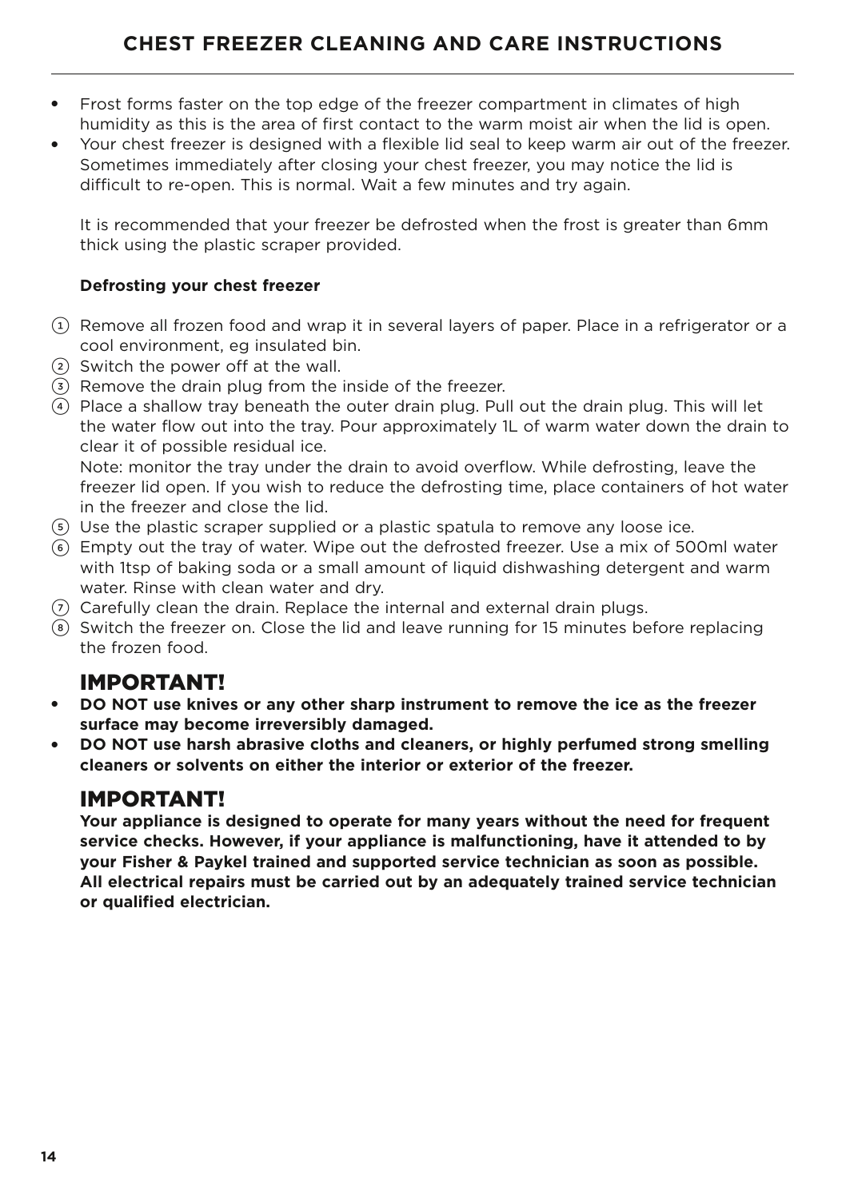## CHEST FREEZER CLEANING AND CARE INSTRUCTIONS

- Frost forms faster on the top edge of the freezer compartment in climates of high humidity as this is the area of first contact to the warm moist air when the lid is open.
- Your chest freezer is designed with a flexible lid seal to keep warm air out of the freezer. Sometimes immediately after closing your chest freezer, you may notice the lid is difficult to re-open. This is normal. Wait a few minutes and try again.

  It is recommended that your freezer be defrosted when the frost is greater than 6mm thick using the plastic scraper provided.

**Defrosting your chest freezer**

1. Remove all frozen food and wrap it in several layers of paper. Place in a refrigerator or a cool environment, eg insulated bin.
2. Switch the power off at the wall.
3. Remove the drain plug from the inside of the freezer.
4. Place a shallow tray beneath the outer drain plug. Pull out the drain plug. This will let the water flow out into the tray. Pour approximately 1L of warm water down the drain to clear it of possible residual ice.
   Note: monitor the tray under the drain to avoid overflow. While defrosting, leave the freezer lid open. If you wish to reduce the defrosting time, place containers of hot water in the freezer and close the lid.
5. Use the plastic scraper supplied or a plastic spatula to remove any loose ice.
6. Empty out the tray of water. Wipe out the defrosted freezer. Use a mix of 500ml water with 1tsp of baking soda or a small amount of liquid dishwashing detergent and warm water. Rinse with clean water and dry.
7. Carefully clean the drain. Replace the internal and external drain plugs.
8. Switch the freezer on. Close the lid and leave running for 15 minutes before replacing the frozen food.

### IMPORTANT!

- **DO NOT use knives or any other sharp instrument to remove the ice as the freezer surface may become irreversibly damaged.**
- **DO NOT use harsh abrasive cloths and cleaners, or highly perfumed strong smelling cleaners or solvents on either the interior or exterior of the freezer.**

### IMPORTANT!

**Your appliance is designed to operate for many years without the need for frequent service checks. However, if your appliance is malfunctioning, have it attended to by your Fisher & Paykel trained and supported service technician as soon as possible. All electrical repairs must be carried out by an adequately trained service technician or qualified electrician.**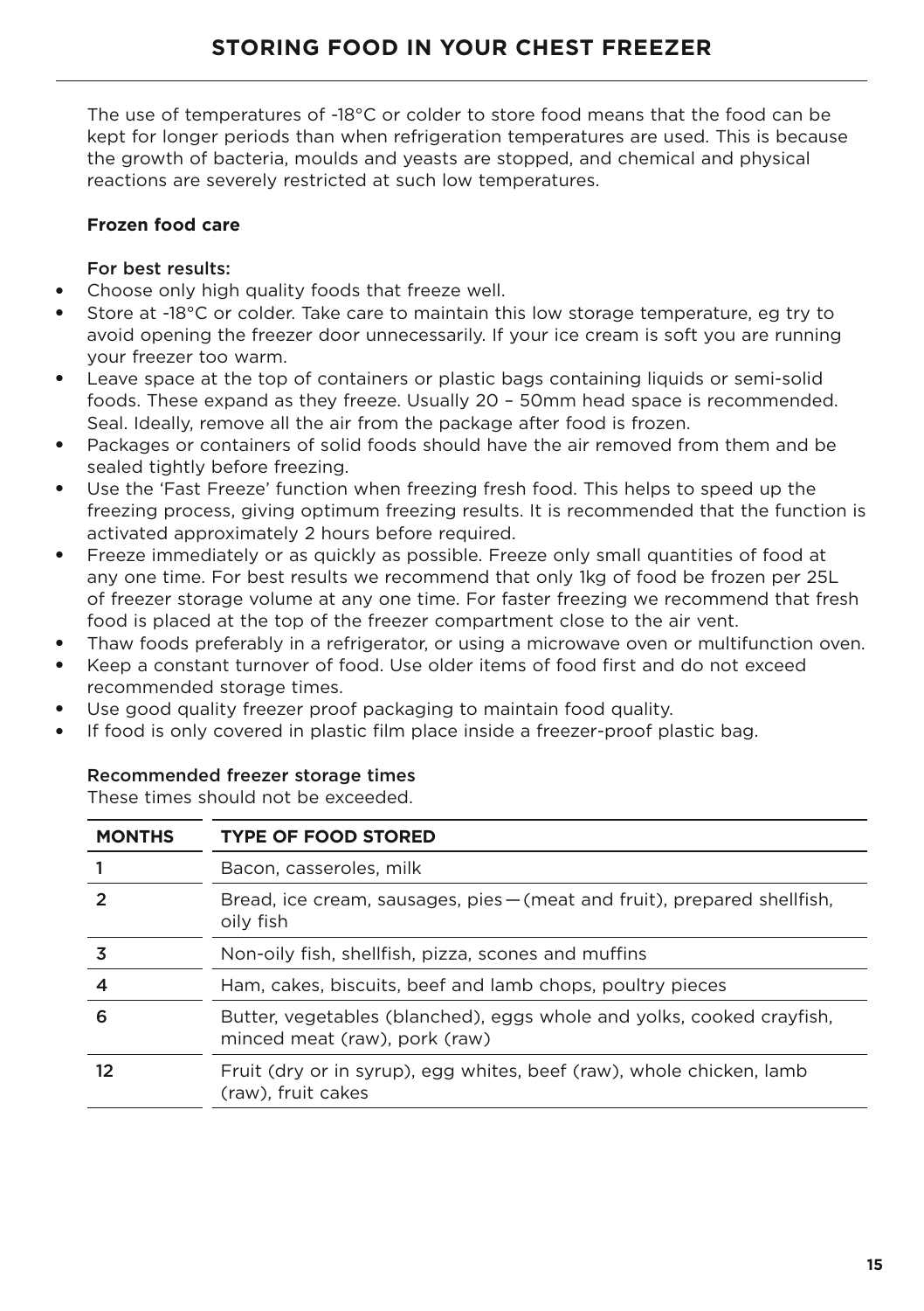# STORING FOOD IN YOUR CHEST FREEZER

The use of temperatures of -18°C or colder to store food means that the food can be kept for longer periods than when refrigeration temperatures are used. This is because the growth of bacteria, moulds and yeasts are stopped, and chemical and physical reactions are severely restricted at such low temperatures.

### Frozen food care

**For best results:**

- Choose only high quality foods that freeze well.
- Store at -18°C or colder. Take care to maintain this low storage temperature, eg try to avoid opening the freezer door unnecessarily. If your ice cream is soft you are running your freezer too warm.
- Leave space at the top of containers or plastic bags containing liquids or semi-solid foods. These expand as they freeze. Usually 20 – 50mm head space is recommended. Seal. Ideally, remove all the air from the package after food is frozen.
- Packages or containers of solid foods should have the air removed from them and be sealed tightly before freezing.
- Use the 'Fast Freeze' function when freezing fresh food. This helps to speed up the freezing process, giving optimum freezing results. It is recommended that the function is activated approximately 2 hours before required.
- Freeze immediately or as quickly as possible. Freeze only small quantities of food at any one time. For best results we recommend that only 1kg of food be frozen per 25L of freezer storage volume at any one time. For faster freezing we recommend that fresh food is placed at the top of the freezer compartment close to the air vent.
- Thaw foods preferably in a refrigerator, or using a microwave oven or multifunction oven.
- Keep a constant turnover of food. Use older items of food first and do not exceed recommended storage times.
- Use good quality freezer proof packaging to maintain food quality.
- If food is only covered in plastic film place inside a freezer-proof plastic bag.

**Recommended freezer storage times**

These times should not be exceeded.

| MONTHS | TYPE OF FOOD STORED |
|---|---|
| 1 | Bacon, casseroles, milk |
| 2 | Bread, ice cream, sausages, pies — (meat and fruit), prepared shellfish, oily fish |
| 3 | Non-oily fish, shellfish, pizza, scones and muffins |
| 4 | Ham, cakes, biscuits, beef and lamb chops, poultry pieces |
| 6 | Butter, vegetables (blanched), eggs whole and yolks, cooked crayfish, minced meat (raw), pork (raw) |
| 12 | Fruit (dry or in syrup), egg whites, beef (raw), whole chicken, lamb (raw), fruit cakes |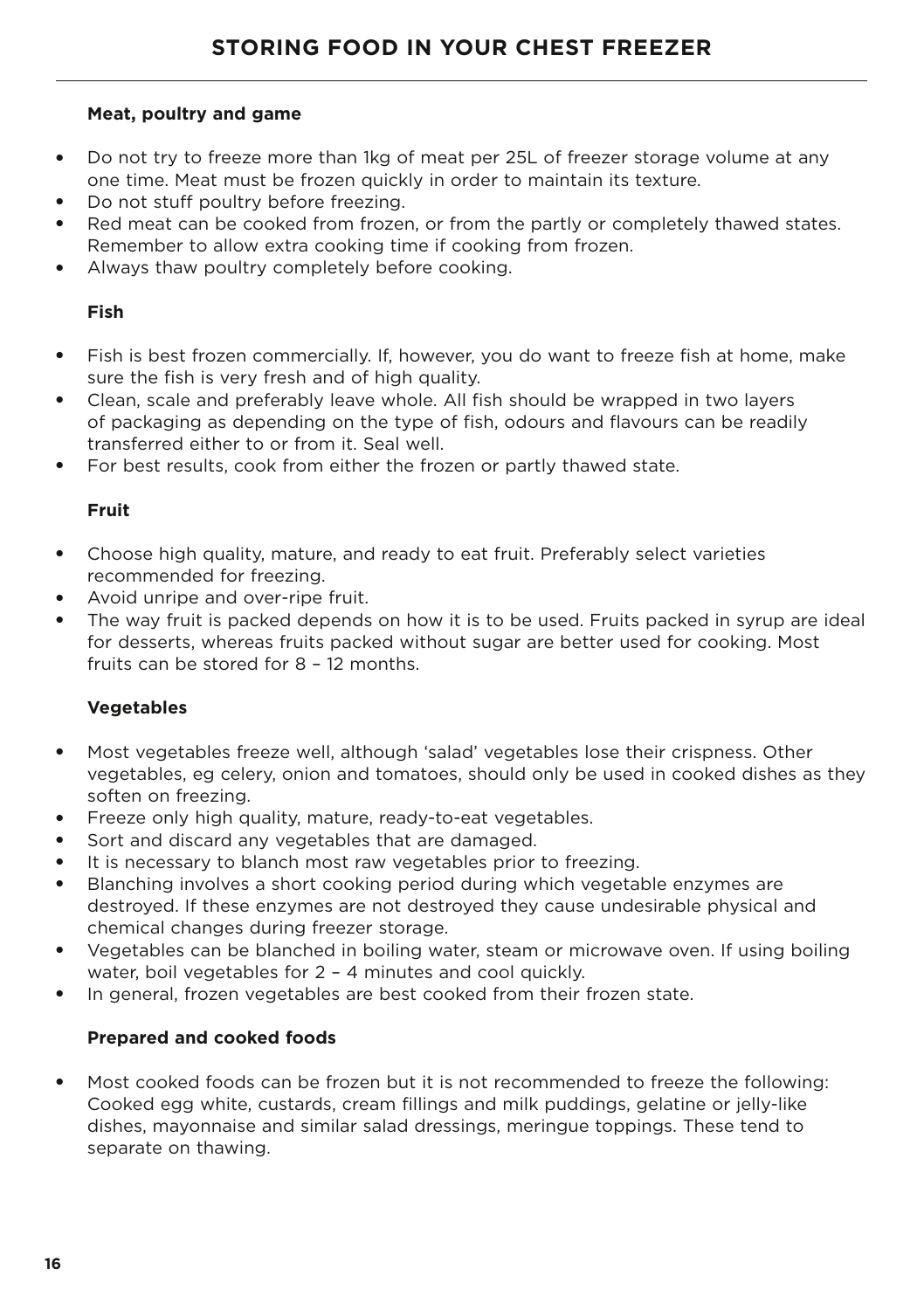# STORING FOOD IN YOUR CHEST FREEZER

### Meat, poultry and game

- Do not try to freeze more than 1kg of meat per 25L of freezer storage volume at any one time. Meat must be frozen quickly in order to maintain its texture.
- Do not stuff poultry before freezing.
- Red meat can be cooked from frozen, or from the partly or completely thawed states. Remember to allow extra cooking time if cooking from frozen.
- Always thaw poultry completely before cooking.

### Fish

- Fish is best frozen commercially. If, however, you do want to freeze fish at home, make sure the fish is very fresh and of high quality.
- Clean, scale and preferably leave whole. All fish should be wrapped in two layers of packaging as depending on the type of fish, odours and flavours can be readily transferred either to or from it. Seal well.
- For best results, cook from either the frozen or partly thawed state.

### Fruit

- Choose high quality, mature, and ready to eat fruit. Preferably select varieties recommended for freezing.
- Avoid unripe and over-ripe fruit.
- The way fruit is packed depends on how it is to be used. Fruits packed in syrup are ideal for desserts, whereas fruits packed without sugar are better used for cooking. Most fruits can be stored for 8 – 12 months.

### Vegetables

- Most vegetables freeze well, although 'salad' vegetables lose their crispness. Other vegetables, eg celery, onion and tomatoes, should only be used in cooked dishes as they soften on freezing.
- Freeze only high quality, mature, ready-to-eat vegetables.
- Sort and discard any vegetables that are damaged.
- It is necessary to blanch most raw vegetables prior to freezing.
- Blanching involves a short cooking period during which vegetable enzymes are destroyed. If these enzymes are not destroyed they cause undesirable physical and chemical changes during freezer storage.
- Vegetables can be blanched in boiling water, steam or microwave oven. If using boiling water, boil vegetables for 2 – 4 minutes and cool quickly.
- In general, frozen vegetables are best cooked from their frozen state.

### Prepared and cooked foods

- Most cooked foods can be frozen but it is not recommended to freeze the following: Cooked egg white, custards, cream fillings and milk puddings, gelatine or jelly-like dishes, mayonnaise and similar salad dressings, meringue toppings. These tend to separate on thawing.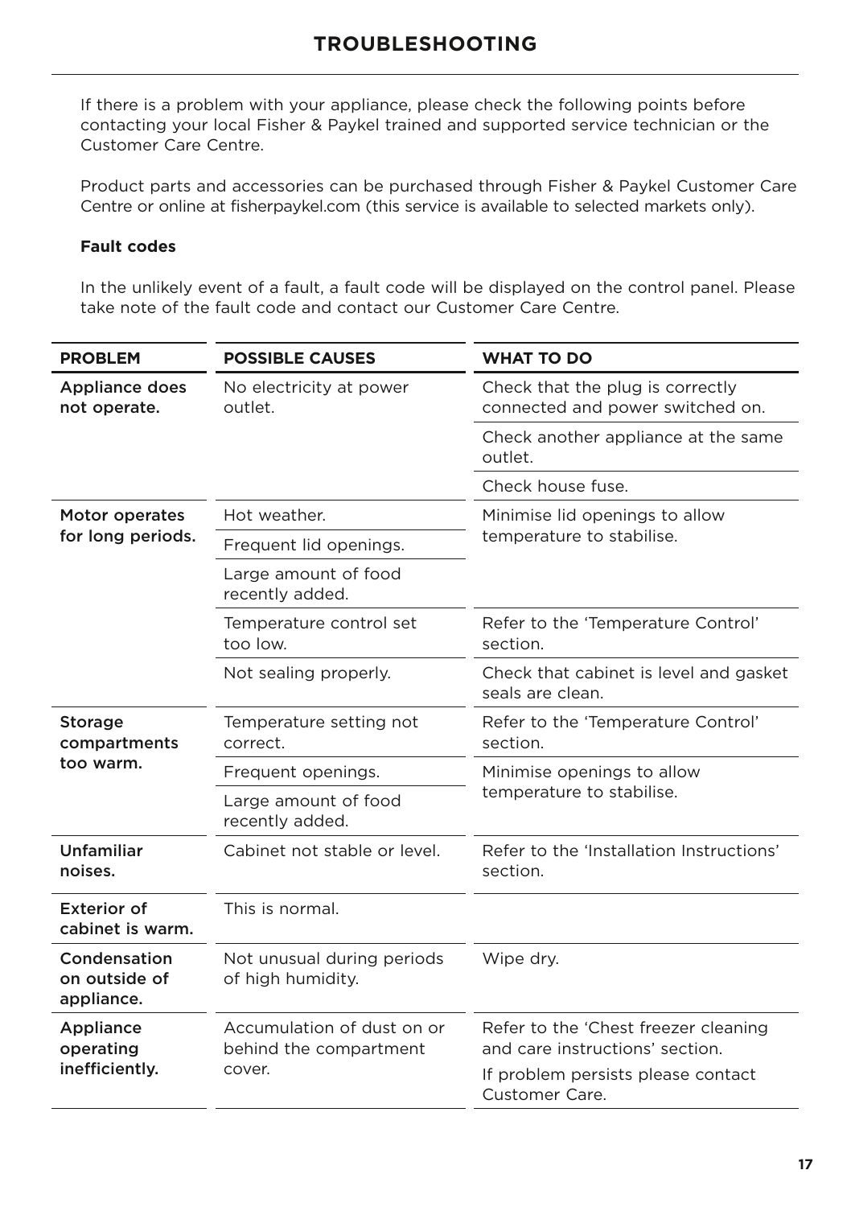# TROUBLESHOOTING

If there is a problem with your appliance, please check the following points before contacting your local Fisher & Paykel trained and supported service technician or the Customer Care Centre.

Product parts and accessories can be purchased through Fisher & Paykel Customer Care Centre or online at fisherpaykel.com (this service is available to selected markets only).

**Fault codes**

In the unlikely event of a fault, a fault code will be displayed on the control panel. Please take note of the fault code and contact our Customer Care Centre.

| PROBLEM | POSSIBLE CAUSES | WHAT TO DO |
|---|---|---|
| Appliance does not operate. | No electricity at power outlet. | Check that the plug is correctly connected and power switched on. |
| | | Check another appliance at the same outlet. |
| | | Check house fuse. |
| Motor operates for long periods. | Hot weather. | Minimise lid openings to allow temperature to stabilise. |
| | Frequent lid openings. | |
| | Large amount of food recently added. | |
| | Temperature control set too low. | Refer to the 'Temperature Control' section. |
| | Not sealing properly. | Check that cabinet is level and gasket seals are clean. |
| Storage compartments too warm. | Temperature setting not correct. | Refer to the 'Temperature Control' section. |
| | Frequent openings. | Minimise openings to allow temperature to stabilise. |
| | Large amount of food recently added. | |
| Unfamiliar noises. | Cabinet not stable or level. | Refer to the 'Installation Instructions' section. |
| Exterior of cabinet is warm. | This is normal. | |
| Condensation on outside of appliance. | Not unusual during periods of high humidity. | Wipe dry. |
| Appliance operating inefficiently. | Accumulation of dust on or behind the compartment cover. | Refer to the 'Chest freezer cleaning and care instructions' section. If problem persists please contact Customer Care. |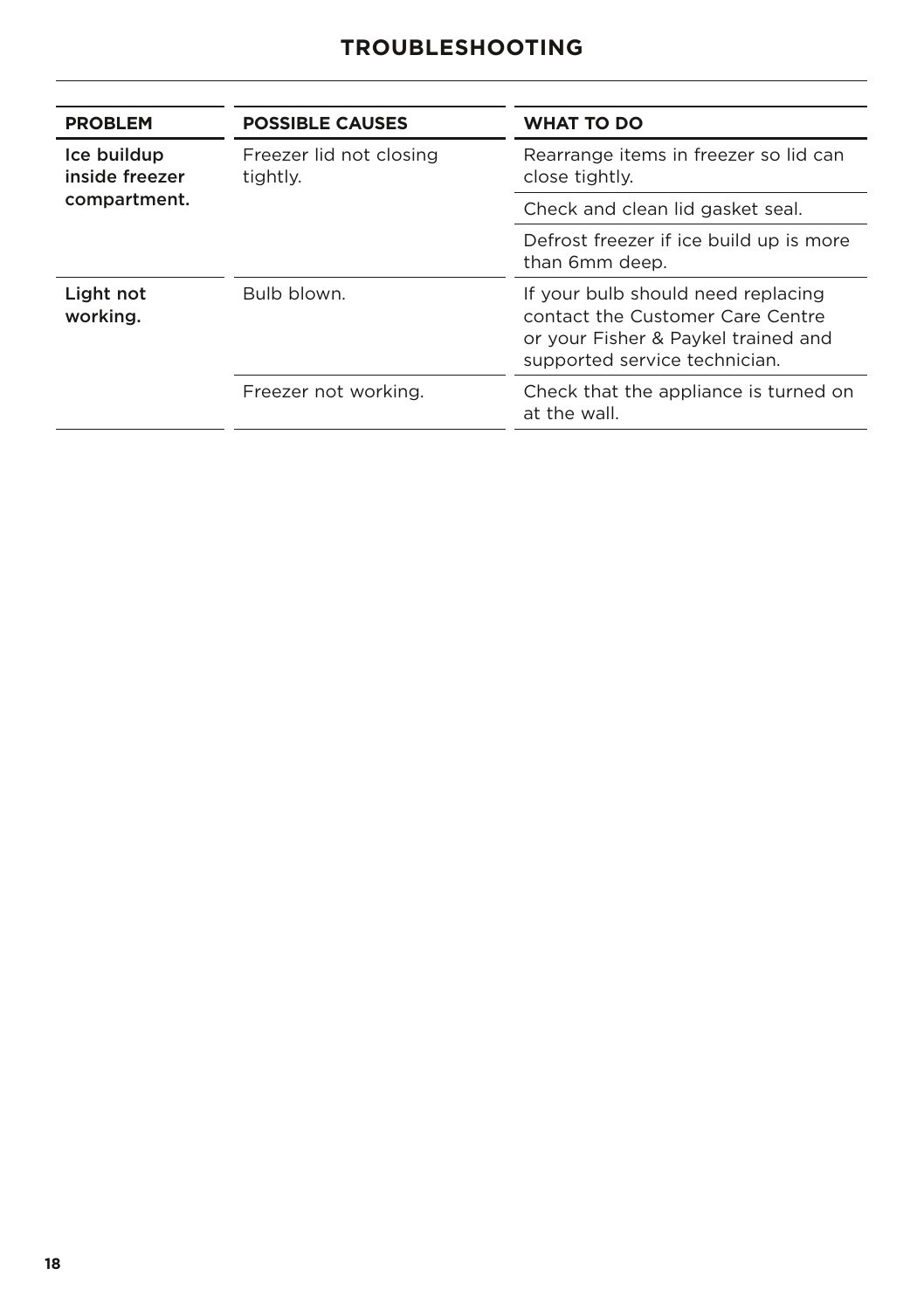## TROUBLESHOOTING

| PROBLEM | POSSIBLE CAUSES | WHAT TO DO |
|---|---|---|
| Ice buildup inside freezer compartment. | Freezer lid not closing tightly. | Rearrange items in freezer so lid can close tightly. |
| | | Check and clean lid gasket seal. |
| | | Defrost freezer if ice build up is more than 6mm deep. |
| Light not working. | Bulb blown. | If your bulb should need replacing contact the Customer Care Centre or your Fisher & Paykel trained and supported service technician. |
| | Freezer not working. | Check that the appliance is turned on at the wall. |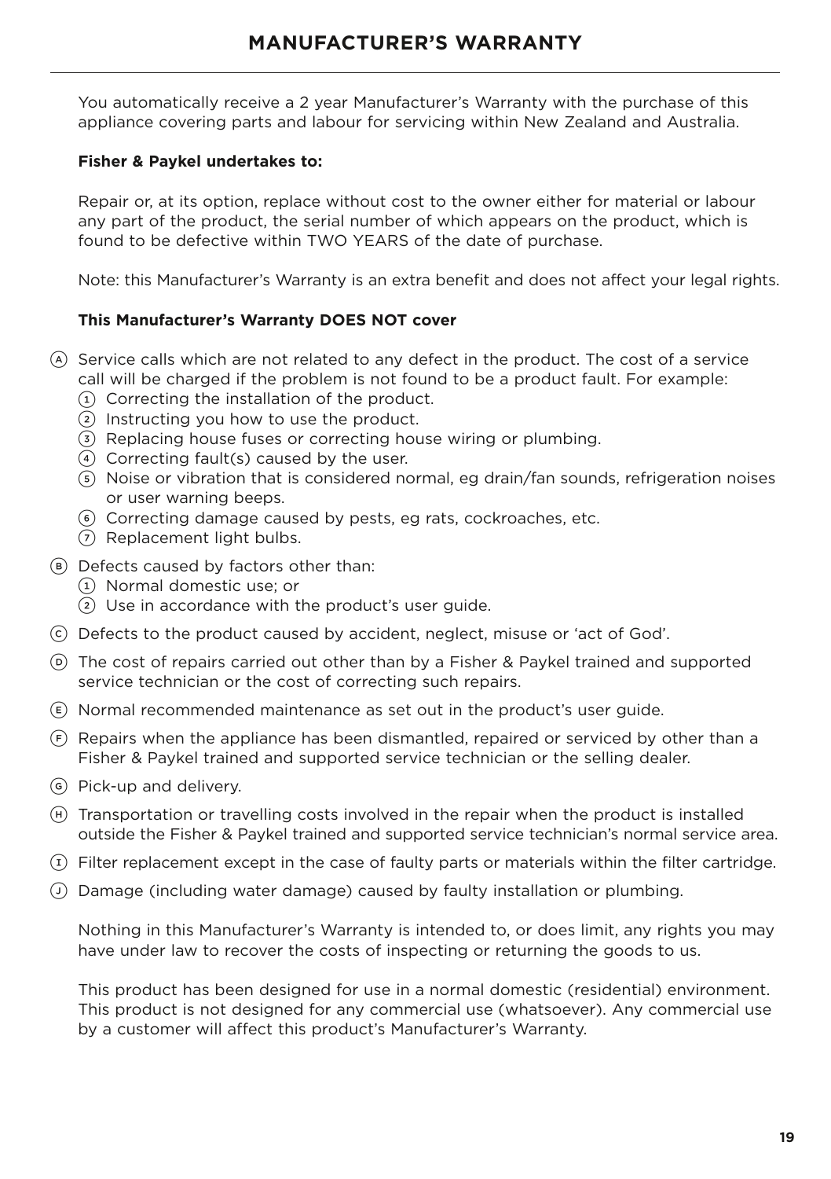# MANUFACTURER'S WARRANTY

You automatically receive a 2 year Manufacturer's Warranty with the purchase of this appliance covering parts and labour for servicing within New Zealand and Australia.

**Fisher & Paykel undertakes to:**

Repair or, at its option, replace without cost to the owner either for material or labour any part of the product, the serial number of which appears on the product, which is found to be defective within TWO YEARS of the date of purchase.

Note: this Manufacturer's Warranty is an extra benefit and does not affect your legal rights.

**This Manufacturer's Warranty DOES NOT cover**

- (A) Service calls which are not related to any defect in the product. The cost of a service call will be charged if the problem is not found to be a product fault. For example:
  1. Correcting the installation of the product.
  2. Instructing you how to use the product.
  3. Replacing house fuses or correcting house wiring or plumbing.
  4. Correcting fault(s) caused by the user.
  5. Noise or vibration that is considered normal, eg drain/fan sounds, refrigeration noises or user warning beeps.
  6. Correcting damage caused by pests, eg rats, cockroaches, etc.
  7. Replacement light bulbs.
- (B) Defects caused by factors other than:
  1. Normal domestic use; or
  2. Use in accordance with the product's user guide.
- (C) Defects to the product caused by accident, neglect, misuse or 'act of God'.
- (D) The cost of repairs carried out other than by a Fisher & Paykel trained and supported service technician or the cost of correcting such repairs.
- (E) Normal recommended maintenance as set out in the product's user guide.
- (F) Repairs when the appliance has been dismantled, repaired or serviced by other than a Fisher & Paykel trained and supported service technician or the selling dealer.
- (G) Pick-up and delivery.
- (H) Transportation or travelling costs involved in the repair when the product is installed outside the Fisher & Paykel trained and supported service technician's normal service area.
- (I) Filter replacement except in the case of faulty parts or materials within the filter cartridge.
- (J) Damage (including water damage) caused by faulty installation or plumbing.

Nothing in this Manufacturer's Warranty is intended to, or does limit, any rights you may have under law to recover the costs of inspecting or returning the goods to us.

This product has been designed for use in a normal domestic (residential) environment. This product is not designed for any commercial use (whatsoever). Any commercial use by a customer will affect this product's Manufacturer's Warranty.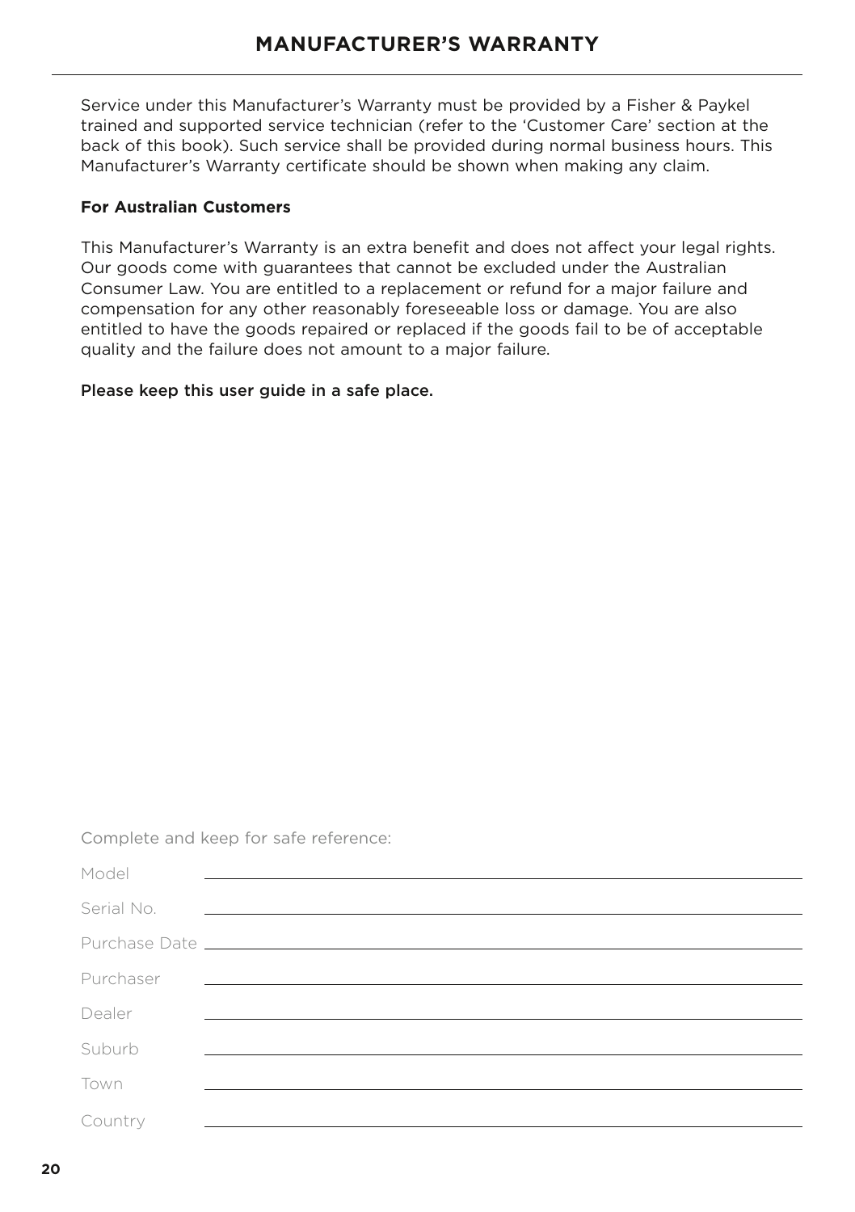# MANUFACTURER'S WARRANTY

Service under this Manufacturer's Warranty must be provided by a Fisher & Paykel trained and supported service technician (refer to the 'Customer Care' section at the back of this book). Such service shall be provided during normal business hours. This Manufacturer's Warranty certificate should be shown when making any claim.

**For Australian Customers**

This Manufacturer's Warranty is an extra benefit and does not affect your legal rights. Our goods come with guarantees that cannot be excluded under the Australian Consumer Law. You are entitled to a replacement or refund for a major failure and compensation for any other reasonably foreseeable loss or damage. You are also entitled to have the goods repaired or replaced if the goods fail to be of acceptable quality and the failure does not amount to a major failure.

Please keep this user guide in a safe place.

Complete and keep for safe reference:

Model ______________________________

Serial No. ______________________________

Purchase Date ______________________________

Purchaser ______________________________

Dealer ______________________________

Suburb ______________________________

Town ______________________________

Country ______________________________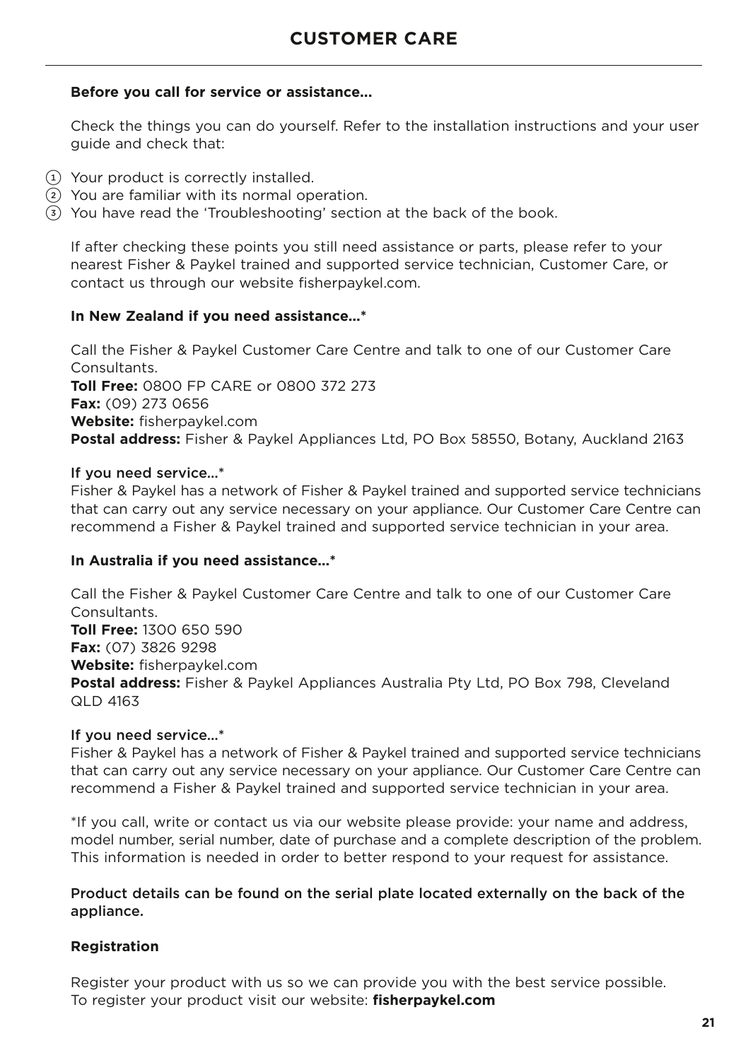# CUSTOMER CARE

**Before you call for service or assistance...**

Check the things you can do yourself. Refer to the installation instructions and your user guide and check that:

1. Your product is correctly installed.
2. You are familiar with its normal operation.
3. You have read the 'Troubleshooting' section at the back of the book.

If after checking these points you still need assistance or parts, please refer to your nearest Fisher & Paykel trained and supported service technician, Customer Care, or contact us through our website fisherpaykel.com.

**In New Zealand if you need assistance...***

Call the Fisher & Paykel Customer Care Centre and talk to one of our Customer Care Consultants.
**Toll Free:** 0800 FP CARE or 0800 372 273
**Fax:** (09) 273 0656
**Website:** fisherpaykel.com
**Postal address:** Fisher & Paykel Appliances Ltd, PO Box 58550, Botany, Auckland 2163

If you need service...*
Fisher & Paykel has a network of Fisher & Paykel trained and supported service technicians that can carry out any service necessary on your appliance. Our Customer Care Centre can recommend a Fisher & Paykel trained and supported service technician in your area.

**In Australia if you need assistance...***

Call the Fisher & Paykel Customer Care Centre and talk to one of our Customer Care Consultants.
**Toll Free:** 1300 650 590
**Fax:** (07) 3826 9298
**Website:** fisherpaykel.com
**Postal address:** Fisher & Paykel Appliances Australia Pty Ltd, PO Box 798, Cleveland QLD 4163

If you need service...*
Fisher & Paykel has a network of Fisher & Paykel trained and supported service technicians that can carry out any service necessary on your appliance. Our Customer Care Centre can recommend a Fisher & Paykel trained and supported service technician in your area.

*If you call, write or contact us via our website please provide: your name and address, model number, serial number, date of purchase and a complete description of the problem. This information is needed in order to better respond to your request for assistance.

Product details can be found on the serial plate located externally on the back of the appliance.

**Registration**

Register your product with us so we can provide you with the best service possible.
To register your product visit our website: **fisherpaykel.com**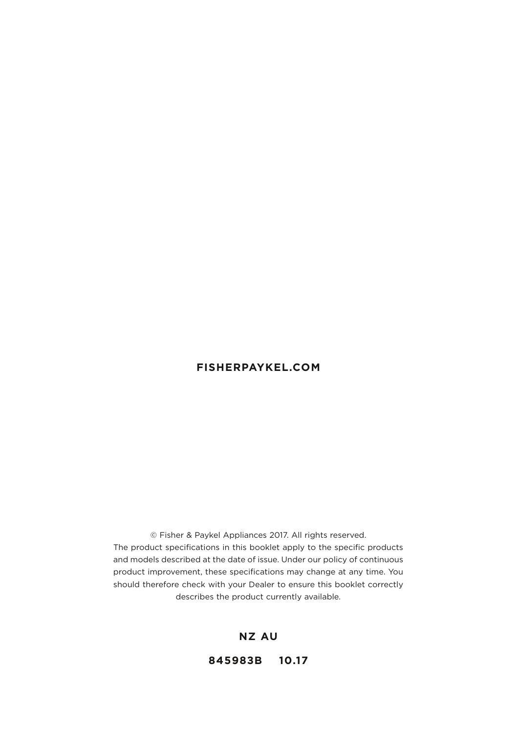**FISHERPAYKEL.COM**

© Fisher & Paykel Appliances 2017. All rights reserved.
The product specifications in this booklet apply to the specific products and models described at the date of issue. Under our policy of continuous product improvement, these specifications may change at any time. You should therefore check with your Dealer to ensure this booklet correctly describes the product currently available.

**NZ AU**

**845983B 10.17**